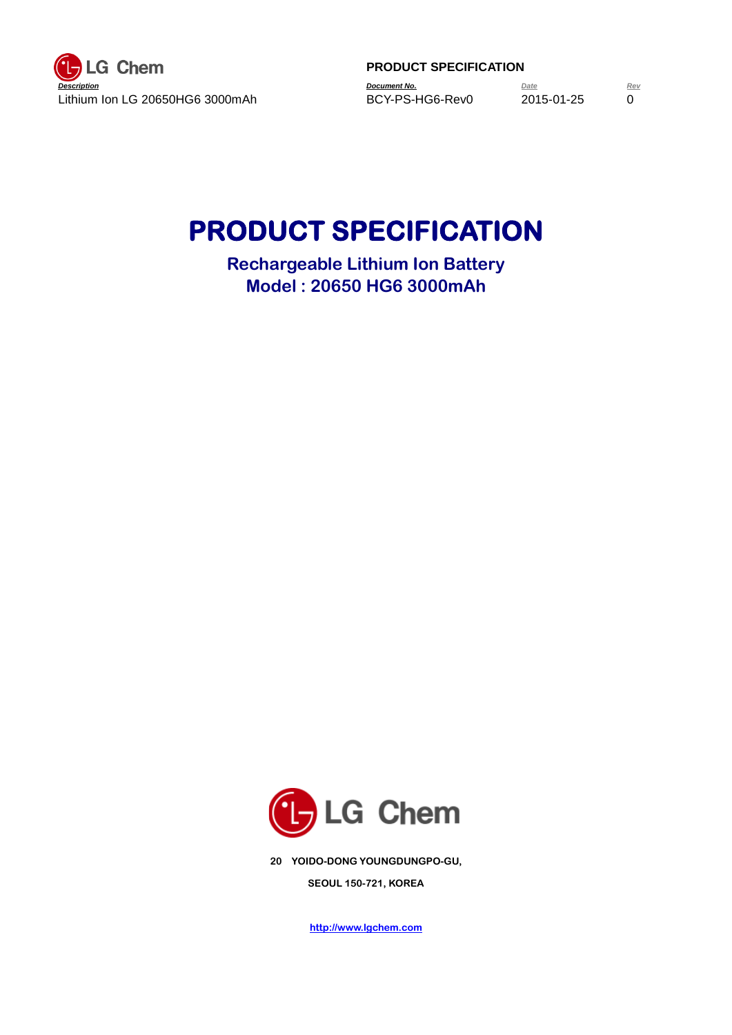# PRODUCT SPECIFICATION

## Rechargeable Lithium Ion Battery
## Model : 20650 HG6 3000mAh

LG Chem

20 YOIDO-DONG YOUNGDUNGPO-GU,

SEOUL 150-721, KOREA

http://www.lgchem.com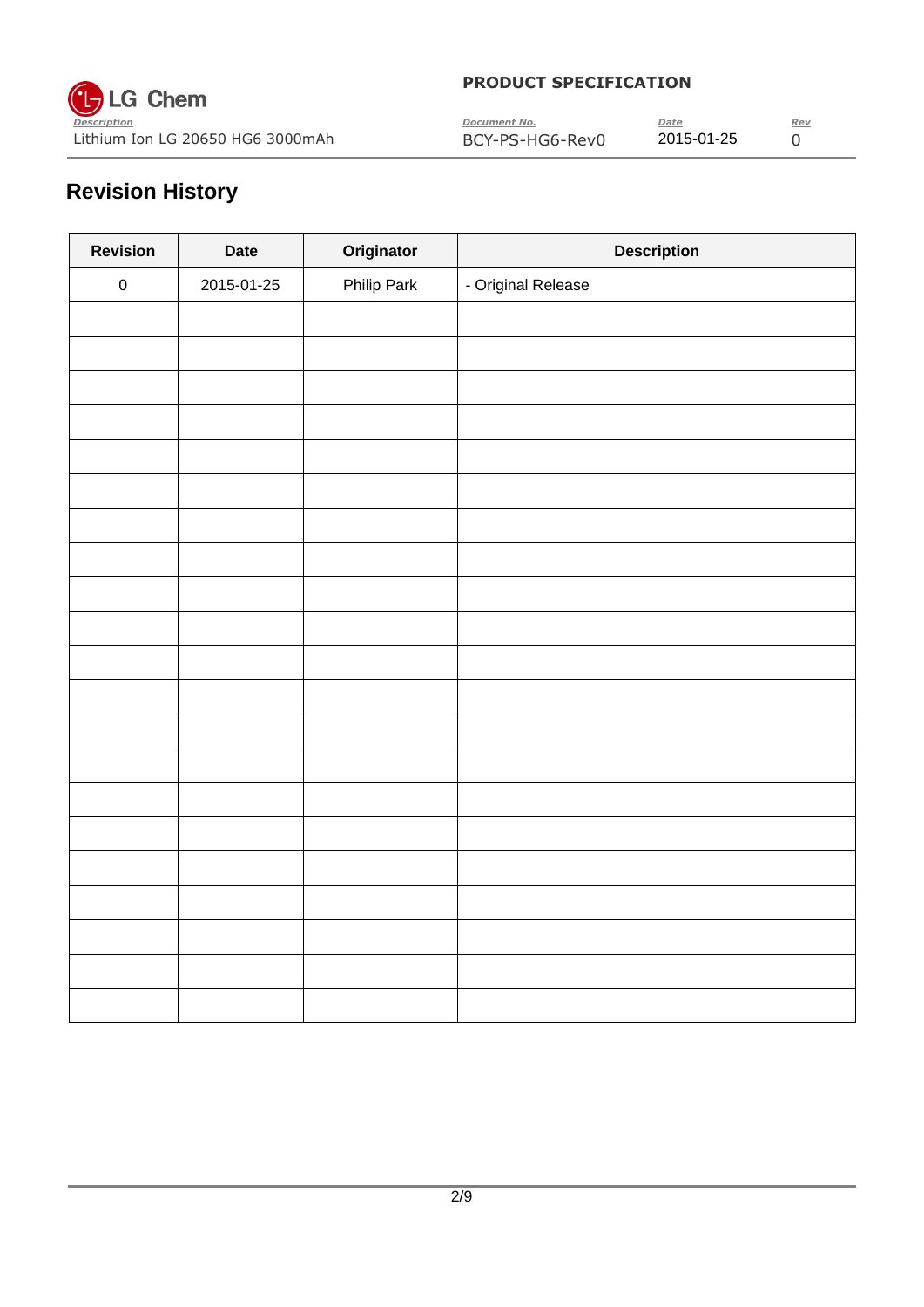# Revision History

| Revision | Date | Originator | Description |
|---|---|---|---|
| 0 | 2015-01-25 | Philip Park | - Original Release |
| | | | |
| | | | |
| | | | |
| | | | |
| | | | |
| | | | |
| | | | |
| | | | |
| | | | |
| | | | |
| | | | |
| | | | |
| | | | |
| | | | |
| | | | |
| | | | |
| | | | |
| | | | |
| | | | |
| | | | |
| | | | |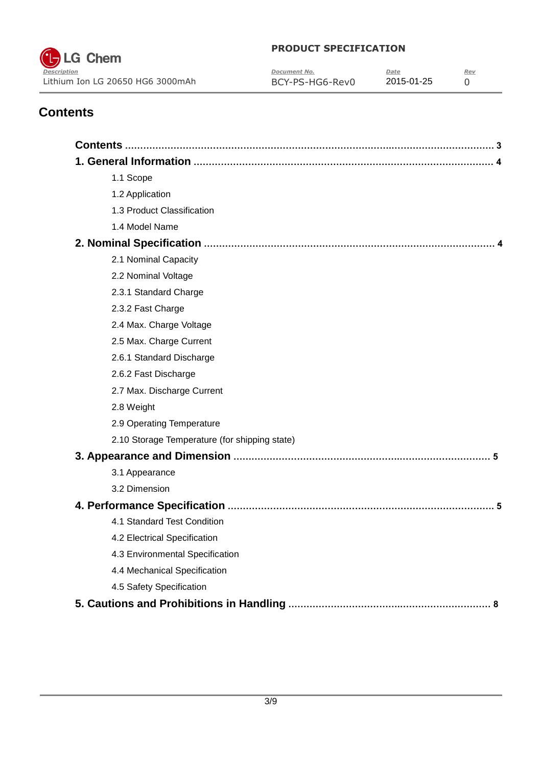# Contents

**Contents** ........................................................................................................... 3

**1. General Information** ................................................................................ 4

- 1.1 Scope
- 1.2 Application
- 1.3 Product Classification
- 1.4 Model Name

**2. Nominal Specification** .............................................................................. 4

- 2.1 Nominal Capacity
- 2.2 Nominal Voltage
- 2.3.1 Standard Charge
- 2.3.2 Fast Charge
- 2.4 Max. Charge Voltage
- 2.5 Max. Charge Current
- 2.6.1 Standard Discharge
- 2.6.2 Fast Discharge
- 2.7 Max. Discharge Current
- 2.8 Weight
- 2.9 Operating Temperature
- 2.10 Storage Temperature (for shipping state)

**3. Appearance and Dimension** ..................................................................... 5

- 3.1 Appearance
- 3.2 Dimension

**4. Performance Specification** ...................................................................... 5

- 4.1 Standard Test Condition
- 4.2 Electrical Specification
- 4.3 Environmental Specification
- 4.4 Mechanical Specification
- 4.5 Safety Specification

**5. Cautions and Prohibitions in Handling** .................................................... 8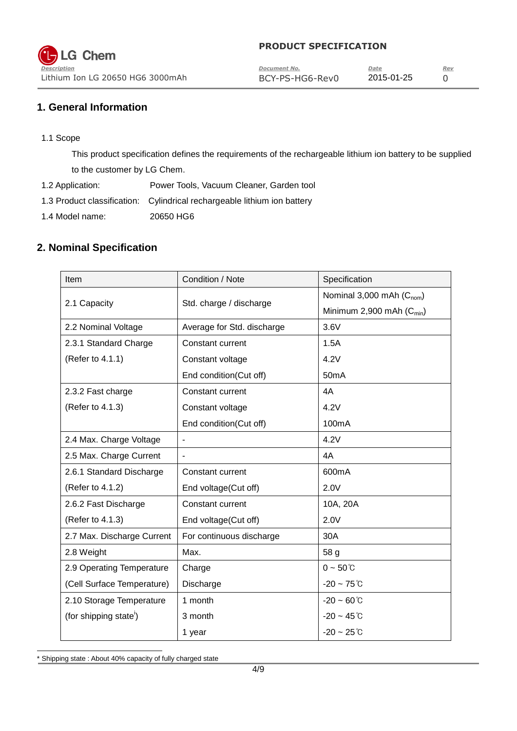## 1. General Information

1.1 Scope

This product specification defines the requirements of the rechargeable lithium ion battery to be supplied to the customer by LG Chem.

1.2 Application: Power Tools, Vacuum Cleaner, Garden tool

1.3 Product classification: Cylindrical rechargeable lithium ion battery

1.4 Model name: 20650 HG6

## 2. Nominal Specification

| Item | Condition / Note | Specification |
|---|---|---|
| 2.1 Capacity | Std. charge / discharge | Nominal 3,000 mAh ($C_{nom}$)<br>Minimum 2,900 mAh ($C_{min}$) |
| 2.2 Nominal Voltage | Average for Std. discharge | 3.6V |
| 2.3.1 Standard Charge<br>(Refer to 4.1.1) | Constant current<br>Constant voltage<br>End condition(Cut off) | 1.5A<br>4.2V<br>50mA |
| 2.3.2 Fast charge<br>(Refer to 4.1.3) | Constant current<br>Constant voltage<br>End condition(Cut off) | 4A<br>4.2V<br>100mA |
| 2.4 Max. Charge Voltage | - | 4.2V |
| 2.5 Max. Charge Current | - | 4A |
| 2.6.1 Standard Discharge<br>(Refer to 4.1.2) | Constant current<br>End voltage(Cut off) | 600mA<br>2.0V |
| 2.6.2 Fast Discharge<br>(Refer to 4.1.3) | Constant current<br>End voltage(Cut off) | 10A, 20A<br>2.0V |
| 2.7 Max. Discharge Current | For continuous discharge | 30A |
| 2.8 Weight | Max. | 58 g |
| 2.9 Operating Temperature<br>(Cell Surface Temperature) | Charge<br>Discharge | 0 ~ 50℃<br>-20 ~ 75℃ |
| 2.10 Storage Temperature<br>(for shipping state[i]) | 1 month<br>3 month<br>1 year | -20 ~ 60℃<br>-20 ~ 45℃<br>-20 ~ 25℃ |

* Shipping state : About 40% capacity of fully charged state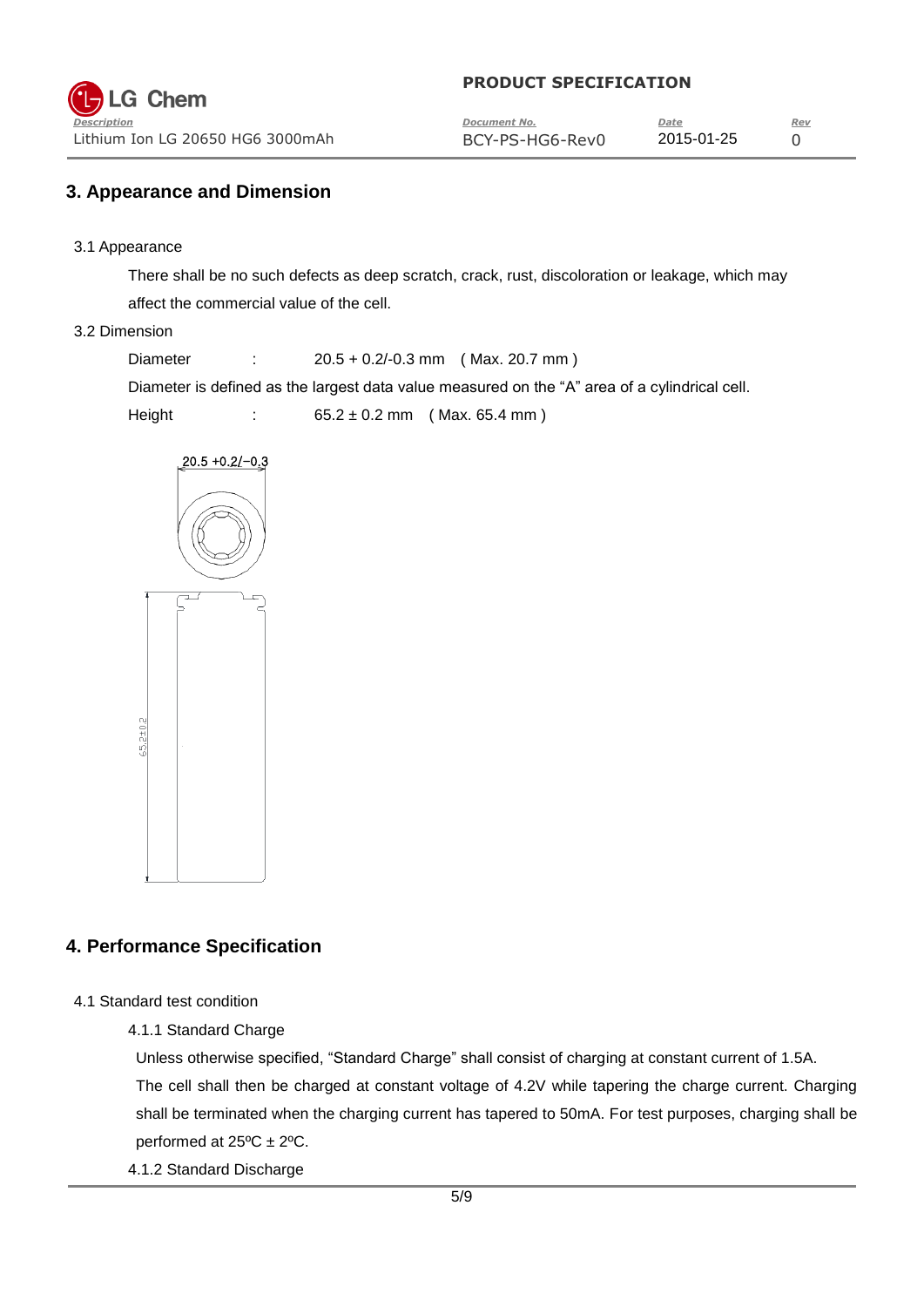## 3. Appearance and Dimension

### 3.1 Appearance

There shall be no such defects as deep scratch, crack, rust, discoloration or leakage, which may affect the commercial value of the cell.

### 3.2 Dimension

Diameter : 20.5 + 0.2/-0.3 mm ( Max. 20.7 mm )

Diameter is defined as the largest data value measured on the "A" area of a cylindrical cell.

Height : 65.2 ± 0.2 mm ( Max. 65.4 mm )

## 4. Performance Specification

### 4.1 Standard test condition

#### 4.1.1 Standard Charge

Unless otherwise specified, "Standard Charge" shall consist of charging at constant current of 1.5A. The cell shall then be charged at constant voltage of 4.2V while tapering the charge current. Charging shall be terminated when the charging current has tapered to 50mA. For test purposes, charging shall be performed at 25ºC ± 2ºC.

#### 4.1.2 Standard Discharge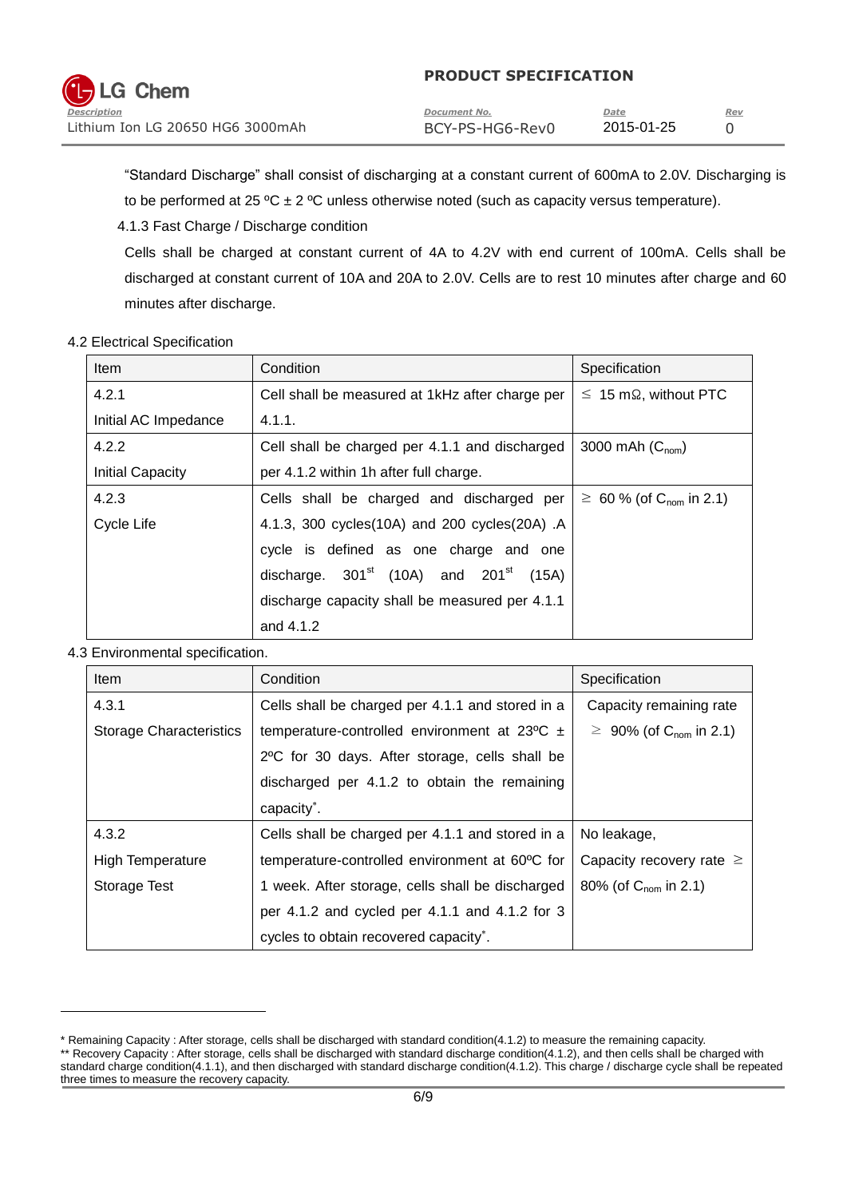"Standard Discharge" shall consist of discharging at a constant current of 600mA to 2.0V. Discharging is to be performed at 25 ºC ± 2 ºC unless otherwise noted (such as capacity versus temperature).

4.1.3 Fast Charge / Discharge condition

Cells shall be charged at constant current of 4A to 4.2V with end current of 100mA. Cells shall be discharged at constant current of 10A and 20A to 2.0V. Cells are to rest 10 minutes after charge and 60 minutes after discharge.

4.2 Electrical Specification

| Item | Condition | Specification |
|---|---|---|
| 4.2.1 Initial AC Impedance | Cell shall be measured at 1kHz after charge per 4.1.1. | ≤ 15 mΩ, without PTC |
| 4.2.2 Initial Capacity | Cell shall be charged per 4.1.1 and discharged per 4.1.2 within 1h after full charge. | 3000 mAh ($C_{nom}$) |
| 4.2.3 Cycle Life | Cells shall be charged and discharged per 4.1.3, 300 cycles(10A) and 200 cycles(20A) .A cycle is defined as one charge and one discharge. 301st (10A) and 201st (15A) discharge capacity shall be measured per 4.1.1 and 4.1.2 | ≥ 60 % (of $C_{nom}$ in 2.1) |

4.3 Environmental specification.

| Item | Condition | Specification |
|---|---|---|
| 4.3.1 Storage Characteristics | Cells shall be charged per 4.1.1 and stored in a temperature-controlled environment at 23ºC ± 2ºC for 30 days. After storage, cells shall be discharged per 4.1.2 to obtain the remaining capacity*. | Capacity remaining rate ≥ 90% (of $C_{nom}$ in 2.1) |
| 4.3.2 High Temperature Storage Test | Cells shall be charged per 4.1.1 and stored in a temperature-controlled environment at 60ºC for 1 week. After storage, cells shall be discharged per 4.1.2 and cycled per 4.1.1 and 4.1.2 for 3 cycles to obtain recovered capacity*. | No leakage, Capacity recovery rate ≥ 80% (of $C_{nom}$ in 2.1) |

* Remaining Capacity : After storage, cells shall be discharged with standard condition(4.1.2) to measure the remaining capacity.

** Recovery Capacity : After storage, cells shall be discharged with standard discharge condition(4.1.2), and then cells shall be charged with standard charge condition(4.1.1), and then discharged with standard discharge condition(4.1.2). This charge / discharge cycle shall be repeated three times to measure the recovery capacity.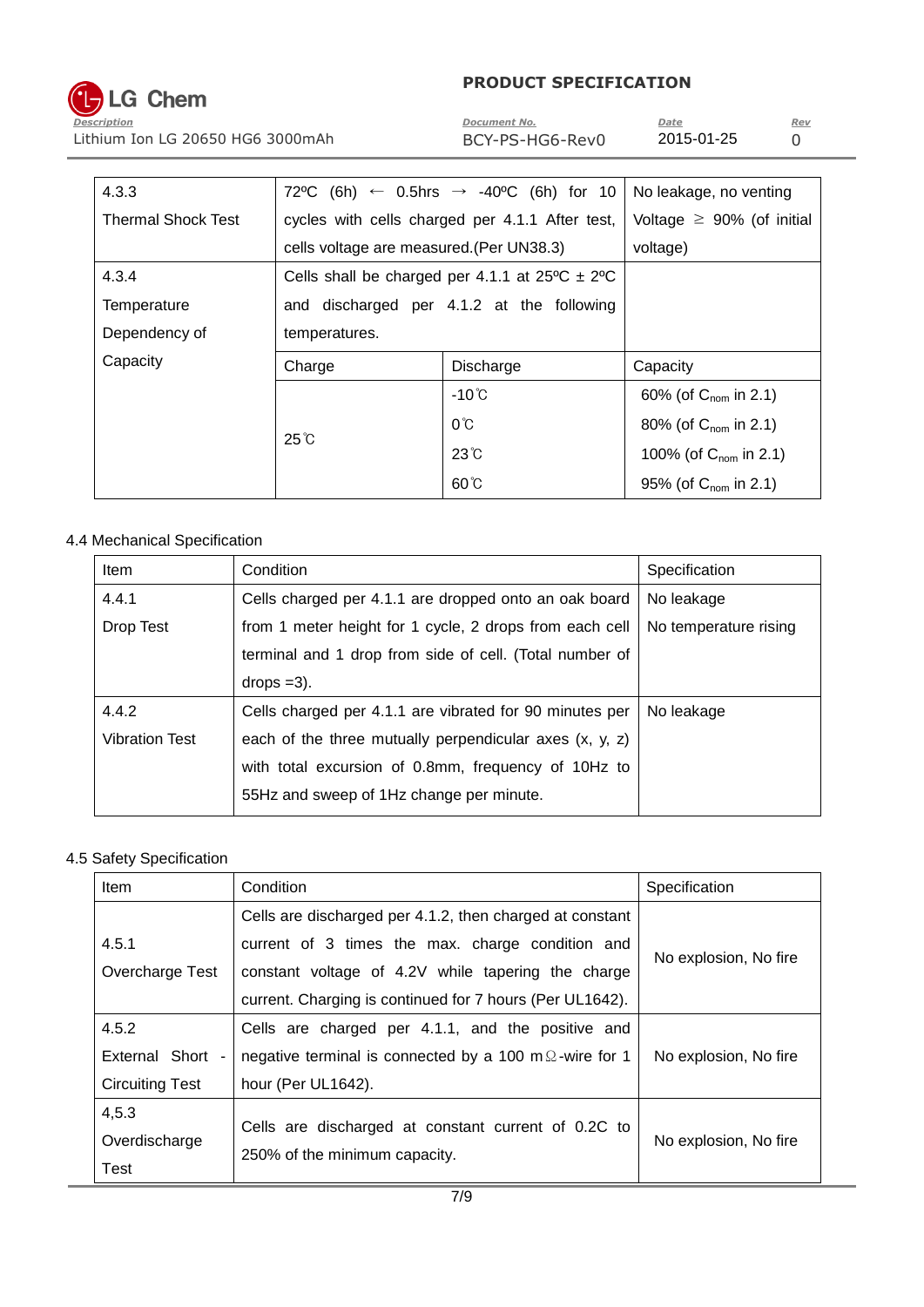| 4.3.3 Thermal Shock Test | 72ºC (6h) ← 0.5hrs → -40ºC (6h) for 10 cycles with cells charged per 4.1.1 After test, cells voltage are measured.(Per UN38.3) | | No leakage, no venting Voltage ≥ 90% (of initial voltage) |
|---|---|---|---|
| 4.3.4 Temperature Dependency of Capacity | Cells shall be charged per 4.1.1 at 25ºC ± 2ºC and discharged per 4.1.2 at the following temperatures. | | |
| | Charge | Discharge | Capacity |
| | 25℃ | -10℃ | 60% (of $C_{nom}$ in 2.1) |
| | | 0℃ | 80% (of $C_{nom}$ in 2.1) |
| | | 23℃ | 100% (of $C_{nom}$ in 2.1) |
| | | 60℃ | 95% (of $C_{nom}$ in 2.1) |

4.4 Mechanical Specification

| Item | Condition | Specification |
|---|---|---|
| 4.4.1 Drop Test | Cells charged per 4.1.1 are dropped onto an oak board from 1 meter height for 1 cycle, 2 drops from each cell terminal and 1 drop from side of cell. (Total number of drops =3). | No leakage No temperature rising |
| 4.4.2 Vibration Test | Cells charged per 4.1.1 are vibrated for 90 minutes per each of the three mutually perpendicular axes (x, y, z) with total excursion of 0.8mm, frequency of 10Hz to 55Hz and sweep of 1Hz change per minute. | No leakage |

4.5 Safety Specification

| Item | Condition | Specification |
|---|---|---|
| 4.5.1 Overcharge Test | Cells are discharged per 4.1.2, then charged at constant current of 3 times the max. charge condition and constant voltage of 4.2V while tapering the charge current. Charging is continued for 7 hours (Per UL1642). | No explosion, No fire |
| 4.5.2 External Short - Circuiting Test | Cells are charged per 4.1.1, and the positive and negative terminal is connected by a 100 mΩ-wire for 1 hour (Per UL1642). | No explosion, No fire |
| 4,5.3 Overdischarge Test | Cells are discharged at constant current of 0.2C to 250% of the minimum capacity. | No explosion, No fire |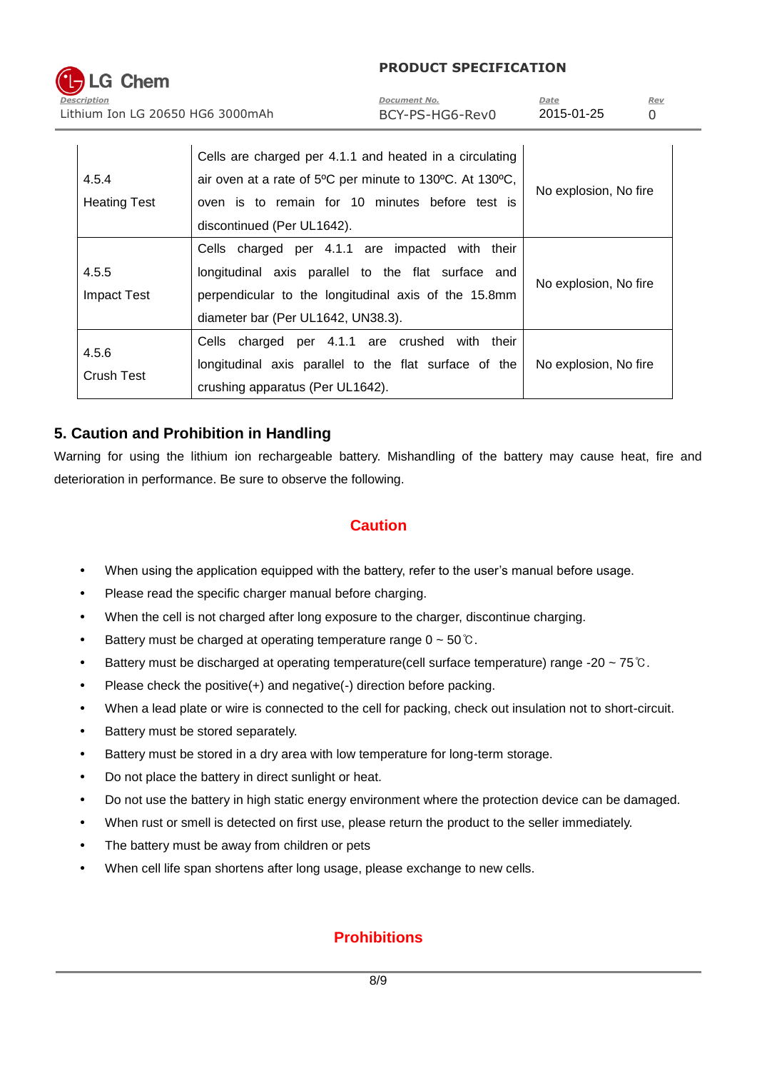| 4.5.4 Heating Test | Cells are charged per 4.1.1 and heated in a circulating air oven at a rate of 5ºC per minute to 130ºC. At 130ºC, oven is to remain for 10 minutes before test is discontinued (Per UL1642). | No explosion, No fire |
|---|---|---|
| 4.5.5 Impact Test | Cells charged per 4.1.1 are impacted with their longitudinal axis parallel to the flat surface and perpendicular to the longitudinal axis of the 15.8mm diameter bar (Per UL1642, UN38.3). | No explosion, No fire |
| 4.5.6 Crush Test | Cells charged per 4.1.1 are crushed with their longitudinal axis parallel to the flat surface of the crushing apparatus (Per UL1642). | No explosion, No fire |

## 5. Caution and Prohibition in Handling

Warning for using the lithium ion rechargeable battery. Mishandling of the battery may cause heat, fire and deterioration in performance. Be sure to observe the following.

### Caution

- When using the application equipped with the battery, refer to the user's manual before usage.
- Please read the specific charger manual before charging.
- When the cell is not charged after long exposure to the charger, discontinue charging.
- Battery must be charged at operating temperature range 0 ~ 50℃.
- Battery must be discharged at operating temperature(cell surface temperature) range -20 ~ 75℃.
- Please check the positive(+) and negative(-) direction before packing.
- When a lead plate or wire is connected to the cell for packing, check out insulation not to short-circuit.
- Battery must be stored separately.
- Battery must be stored in a dry area with low temperature for long-term storage.
- Do not place the battery in direct sunlight or heat.
- Do not use the battery in high static energy environment where the protection device can be damaged.
- When rust or smell is detected on first use, please return the product to the seller immediately.
- The battery must be away from children or pets
- When cell life span shortens after long usage, please exchange to new cells.

### Prohibitions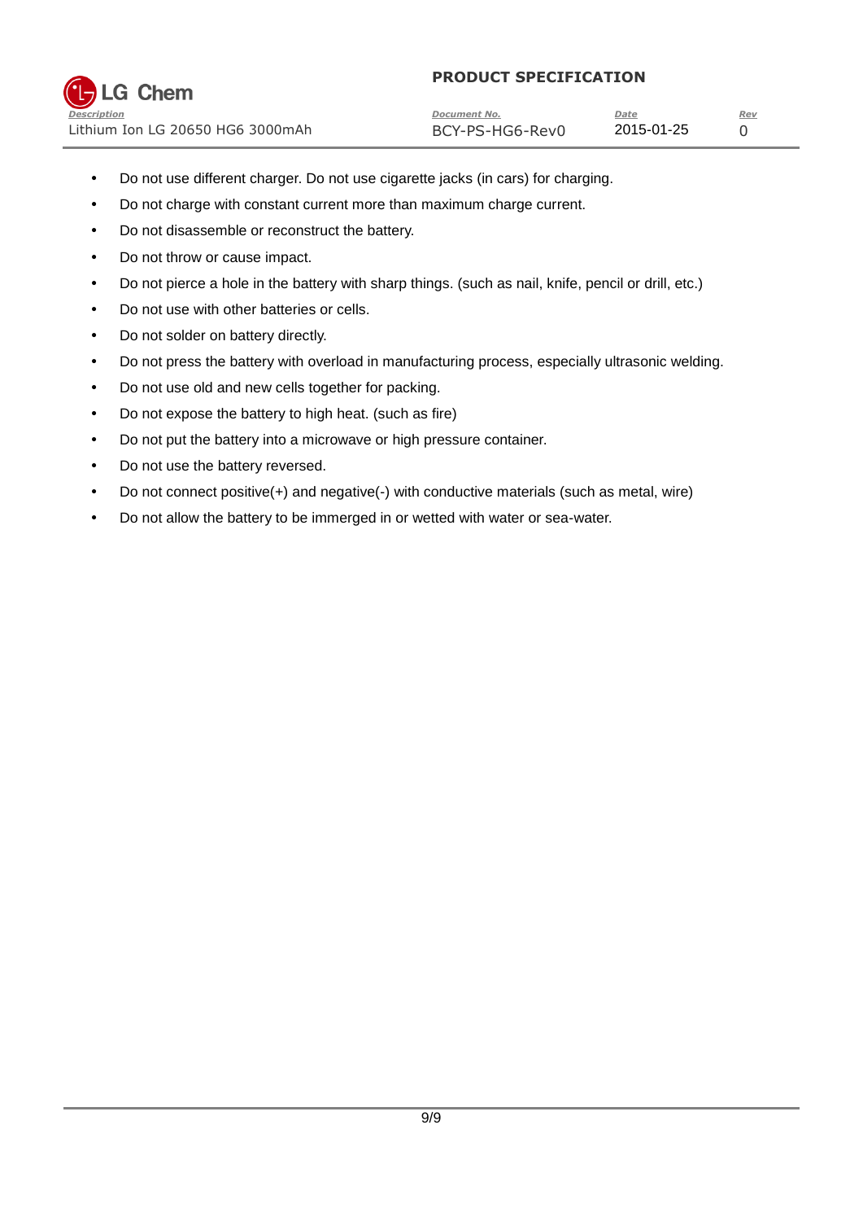- Do not use different charger. Do not use cigarette jacks (in cars) for charging.
- Do not charge with constant current more than maximum charge current.
- Do not disassemble or reconstruct the battery.
- Do not throw or cause impact.
- Do not pierce a hole in the battery with sharp things. (such as nail, knife, pencil or drill, etc.)
- Do not use with other batteries or cells.
- Do not solder on battery directly.
- Do not press the battery with overload in manufacturing process, especially ultrasonic welding.
- Do not use old and new cells together for packing.
- Do not expose the battery to high heat. (such as fire)
- Do not put the battery into a microwave or high pressure container.
- Do not use the battery reversed.
- Do not connect positive(+) and negative(-) with conductive materials (such as metal, wire)
- Do not allow the battery to be immerged in or wetted with water or sea-water.